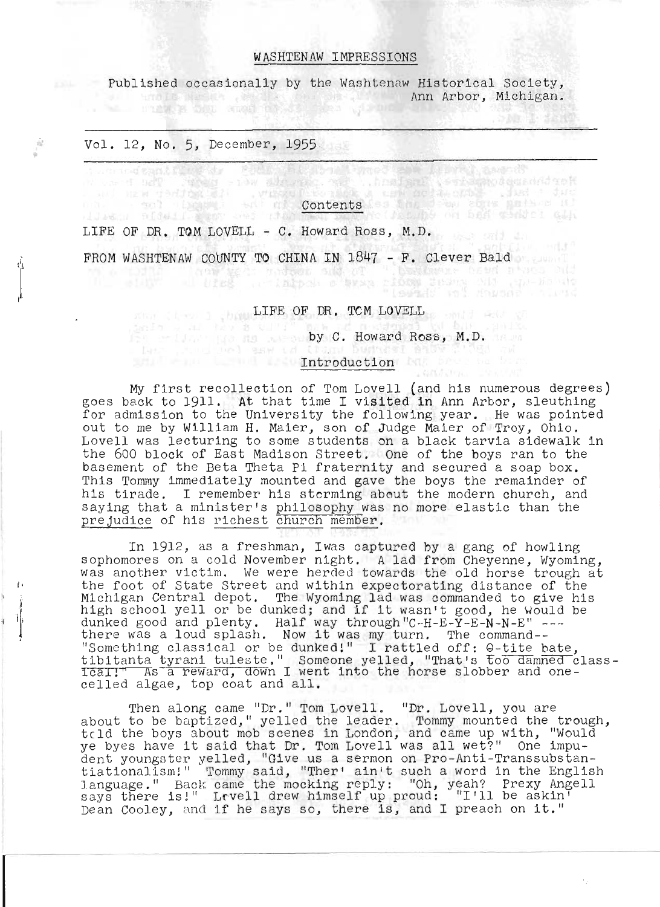# WASHTENAW IMPRESSIONS

Published occasionally by the Washtenaw Historical Society, Ann Arbor, Michigan.

Vol. 12, No. 5, December, 1955

## Contents

LIFE OF DR. TOM LOVELL - C. Howard Ross, M.D.

FROM WASHTENAW COUNTY TO CHINA IN 1847 - F. Clever Bald

## LIFE OF DR. TOM LOVELL

by C. Howard Ross, M.D.

### Introduction

My first recollection of Tom Lovell (and his numerous degrees) goes back to 1911. At that time I visited in Ann Arbor, sleuthing for admission to the University the following year. He was pointed out to me by William H. Maier, son of Judge Maier of Troy, Ohio. Lovell was lecturing to some students on a black tarvia sidewalk in the 600 block of East Madison Street. One of the boys ran to the basement of the Beta Theta Pi fraternity and secured a soap box. This Tommy immediately mounted and gave the boys the remainder of his tirade. I remember his storming about the modern church, and saying that a minister's philosophy was no more elastic than the prejudice of his richest church member.

In 1912, as a freshman, I was captured by a gang of howling sophomores on a cold November night. A lad from Cheyenne, Wyoming, was another victim. We were herded towards the old horse trough at the foot of State Street and within expectorating distance of the Michigan Central depot. The Wyoming lad was commanded to give his high school yell or be dunked; and if it wasn't good, he would be dunked good and plenty. Half way through "C-H-E-Y-E-N-N-E" --- there was a loud splash. Now it was my turn. The command-- "Something classical or be dunked!" I rattled off: Θ-tite bate, tibitanta tyrani tuleste." Someone yelled, "That's too damned classical!" As a reward, down I went into the horse slobber and one-celled algae, top coat and all.

Then along came "Dr." Tom Lovell. "Dr. Lovell, you are about to be baptized," yelled the leader. Tommy mounted the trough, told the boys about mob scenes in London, and came up with, "Would ye byes have it said that Dr. Tom Lovell was all wet?" One impudent youngster yelled, "Give us a sermon on Pro-Anti-Transsubstantiationalism!" Tommy said, "Ther' ain't such a word in the English language." Back came the mocking reply: "Oh, yeah? Prexy Angell says there is!" Lovell drew himself up proud: "I'll be askin' Dean Cooley, and if he says so, there is, and I preach on it."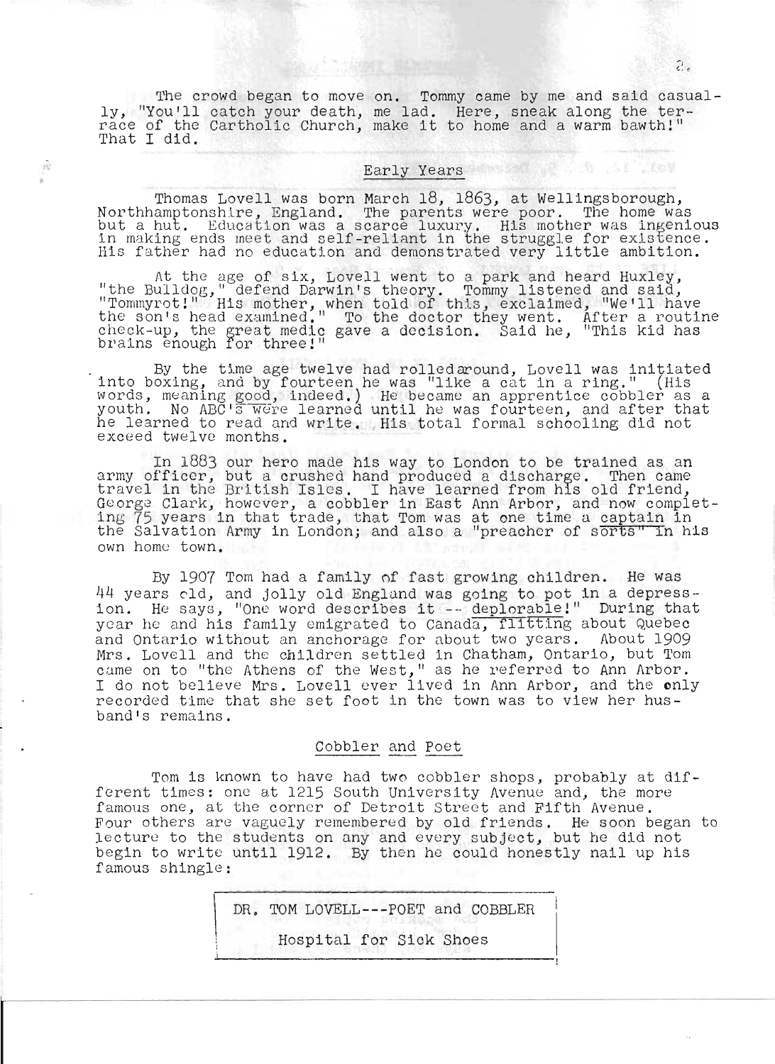The crowd began to move on. Tommy came by me and said casually, "You'll catch your death, me lad. Here, sneak along the terrace of the Carthollc Church, make it to home and a warm bawth!" That I did.

## Early Years

Thomas Lovell was born March 18, 1863, at Wellingsborough, Northhamptonshire, England. The parents were poor. The home was but a hut. Education was a scarce luxury. His mother was ingenious in making ends meet and self-reliant in the struggle for existence. His father had no education and demonstrated very little ambition.

At the age of six, Lovell went to a park and heard Huxley, "the Bulldog," defend Darwin's theory. Tommy listened and said, "Tommyrot!" His mother, when told of this, exclaimed, "We'll have the son's head examined." To the doctor they went. After a routine check-up, the great medic gave a decision. Said he, "This kid has brains enough for three!"

By the time age twelve had rolled around, Lovell was initiated into boxing, and by fourteen he was "like a cat in a ring." (His words, meaning good, indeed.) He became an apprentice cobbler as a youth. No ABC's were learned until he was fourteen, and after that he learned to read and write. His total formal schooling did not exceed twelve months.

In 1883 our hero made his way to London to be trained as an army officer, but a crushed hand produced a discharge. Then came travel in the British Isles. I have learned from his old friend, George Clark, however, a cobbler in East Ann Arbor, and now completing 75 years in that trade, that Tom was at one time a captain in the Salvation Army in London; and also a "preacher of sorts" in his own home town.

By 1907 Tom had a family of fast growing children. He was 44 years old, and jolly old England was going to pot in a depression. He says, "One word describes it -- deplorable!" During that year he and his family emigrated to Canada, flitting about Quebec and Ontario without an anchorage for about two years. About 1909 Mrs. Lovell and the children settled in Chatham, Ontario, but Tom came on to "the Athens of the West," as he referred to Ann Arbor. I do not believe Mrs. Lovell ever lived in Ann Arbor, and the only recorded time that she set foot in the town was to view her husband's remains.

## Cobbler and Poet

Tom is known to have had two cobbler shops, probably at different times: one at 1215 South University Avenue and, the more famous one, at the corner of Detroit Street and Fifth Avenue. Four others are vaguely remembered by old friends. He soon began to lecture to the students on any and every subject, but he did not begin to write until 1912. By then he could honestly nail up his famous shingle:

> DR. TOM LOVELL---POET and COBBLER
>
> Hospital for Sick Shoes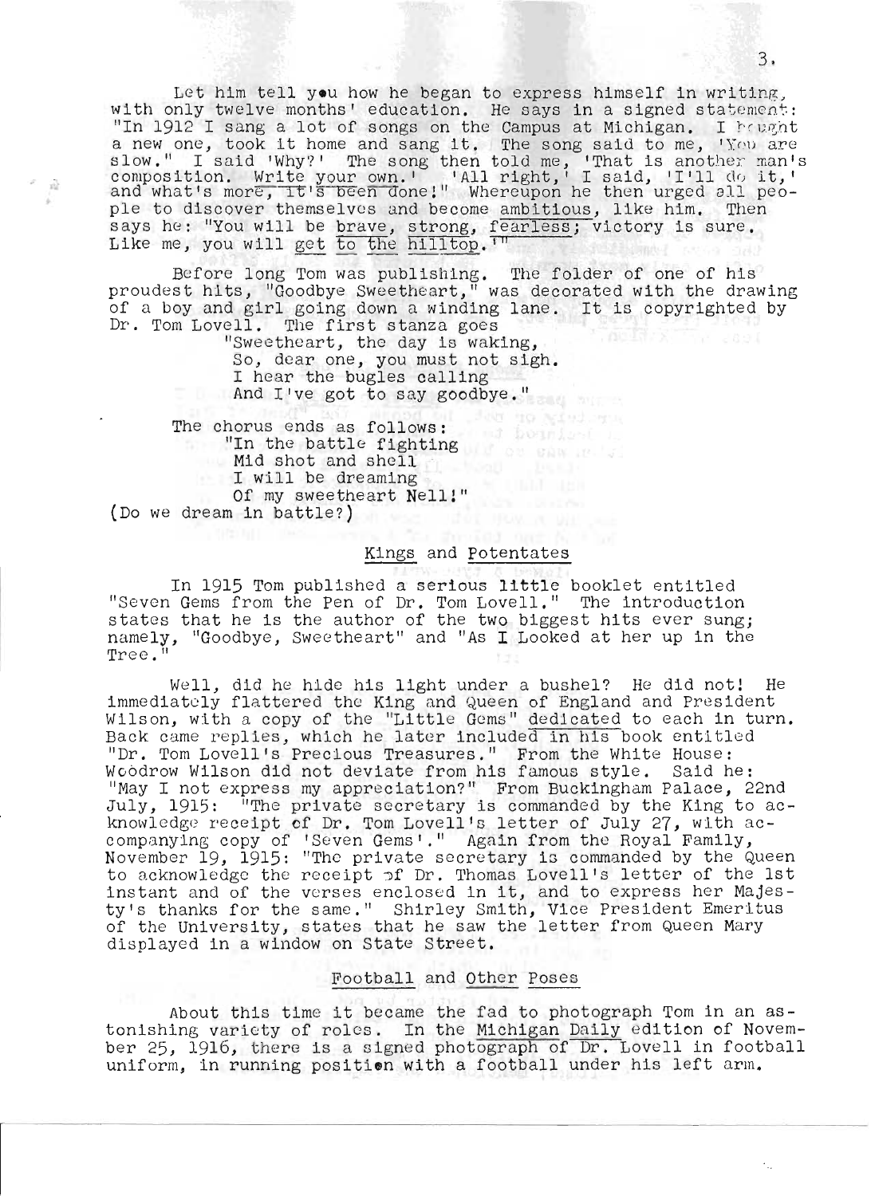Let him tell you how he began to express himself in writing, with only twelve months' education. He says in a signed statement: "In 1912 I sang a lot of songs on the Campus at Michigan. I bought a new one, took it home and sang it. The song said to me, 'You are slow." I said 'Why?' The song then told me, 'That is another man's composition. Write your own.' 'All right,' I said, 'I'll do it,' and what's more, it's been done!" Whereupon he then urged all people to discover themselves and become ambitious, like him. Then says he: "You will be brave, strong, fearless; victory is sure. Like me, you will get to the hilltop.'"

Before long Tom was publishing. The folder of one of his proudest hits, "Goodbye Sweetheart," was decorated with the drawing of a boy and girl going down a winding lane. It is copyrighted by Dr. Tom Lovell. The first stanza goes

> "Sweetheart, the day is waking,
> So, dear one, you must not sigh.
> I hear the bugles calling
> And I've got to say goodbye."

The chorus ends as follows:

> "In the battle fighting
> Mid shot and shell
> I will be dreaming
> Of my sweetheart Nell!"

(Do we dream in battle?)

## Kings and Potentates

In 1915 Tom published a serious little booklet entitled "Seven Gems from the Pen of Dr. Tom Lovell." The introduction states that he is the author of the two biggest hits ever sung; namely, "Goodbye, Sweetheart" and "As I Looked at her up in the Tree."

Well, did he hide his light under a bushel? He did not! He immediately flattered the King and Queen of England and President Wilson, with a copy of the "Little Gems" dedicated to each in turn. Back came replies, which he later included in his book entitled "Dr. Tom Lovell's Precious Treasures." From the White House: Woodrow Wilson did not deviate from his famous style. Said he: "May I not express my appreciation?" From Buckingham Palace, 22nd July, 1915: "The private secretary is commanded by the King to acknowledge receipt of Dr. Tom Lovell's letter of July 27, with accompanying copy of 'Seven Gems'." Again from the Royal Family, November 19, 1915: "The private secretary is commanded by the Queen to acknowledge the receipt of Dr. Thomas Lovell's letter of the 1st instant and of the verses enclosed in it, and to express her Majesty's thanks for the same." Shirley Smith, Vice President Emeritus of the University, states that he saw the letter from Queen Mary displayed in a window on State Street.

## Football and Other Poses

About this time it became the fad to photograph Tom in an astonishing variety of roles. In the Michigan Daily edition of November 25, 1916, there is a signed photograph of Dr. Lovell in football uniform, in running position with a football under his left arm.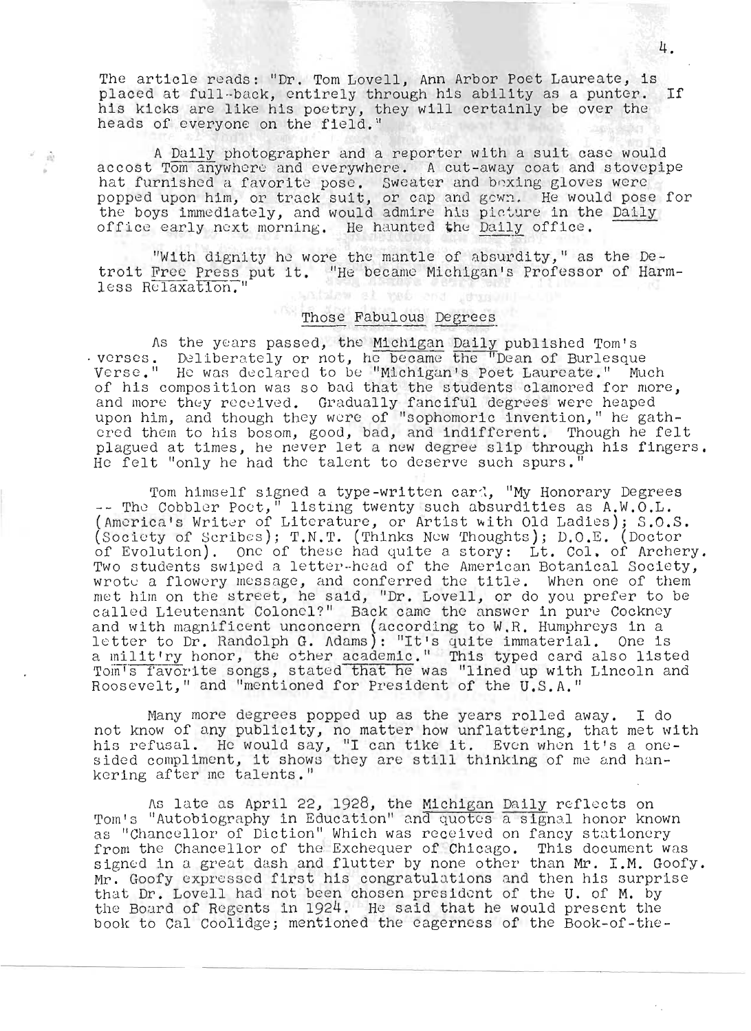The article reads: "Dr. Tom Lovell, Ann Arbor Poet Laureate, is placed at full-back, entirely through his ability as a punter. If his kicks are like his poetry, they will certainly be over the heads of everyone on the field."

A Daily photographer and a reporter with a suit case would accost Tom anywhere and everywhere. A cut-away coat and stovepipe hat furnished a favorite pose. Sweater and boxing gloves were popped upon him, or track suit, or cap and gown. He would pose for the boys immediately, and would admire his picture in the Daily office early next morning. He haunted the Daily office.

"With dignity he wore the mantle of absurdity," as the Detroit Free Press put it. "He became Michigan's Professor of Harmless Relaxation."

## Those Fabulous Degrees

As the years passed, the Michigan Daily published Tom's verses. Deliberately or not, he became the "Dean of Burlesque Verse." He was declared to be "Michigan's Poet Laureate." Much of his composition was so bad that the students clamored for more, and more they received. Gradually fanciful degrees were heaped upon him, and though they were of "sophomoric invention," he gathered them to his bosom, good, bad, and indifferent. Though he felt plagued at times, he never let a new degree slip through his fingers. He felt "only he had the talent to deserve such spurs."

Tom himself signed a type-written card, "My Honorary Degrees -- The Cobbler Poet," listing twenty such absurdities as A.W.O.L. (America's Writer of Literature, or Artist with Old Ladies); S.O.S. (Society of Scribes); T.N.T. (Thinks New Thoughts); D.O.E. (Doctor of Evolution). One of these had quite a story: Lt. Col. of Archery. Two students swiped a letter-head of the American Botanical Society, wrote a flowery message, and conferred the title. When one of them met him on the street, he said, "Dr. Lovell, or do you prefer to be called Lieutenant Colonel?" Back came the answer in pure Cockney and with magnificent unconcern (according to W.R. Humphreys in a letter to Dr. Randolph G. Adams): "It's quite immaterial. One is a milit'ry honor, the other academic." This typed card also listed Tom's favorite songs, stated that he was "lined up with Lincoln and Roosevelt," and "mentioned for President of the U.S.A."

Many more degrees popped up as the years rolled away. I do not know of any publicity, no matter how unflattering, that met with his refusal. He would say, "I can tike it. Even when it's a one-sided compliment, it shows they are still thinking of me and hankering after me talents."

As late as April 22, 1928, the Michigan Daily reflects on Tom's "Autobiography in Education" and quotes a signal honor known as "Chancellor of Diction" which was received on fancy stationery from the Chancellor of the Exchequer of Chicago. This document was signed in a great dash and flutter by none other than Mr. I.M. Goofy. Mr. Goofy expressed first his congratulations and then his surprise that Dr. Lovell had not been chosen president of the U. of M. by the Board of Regents in 1924. He said that he would present the book to Cal Coolidge; mentioned the eagerness of the Book-of-the-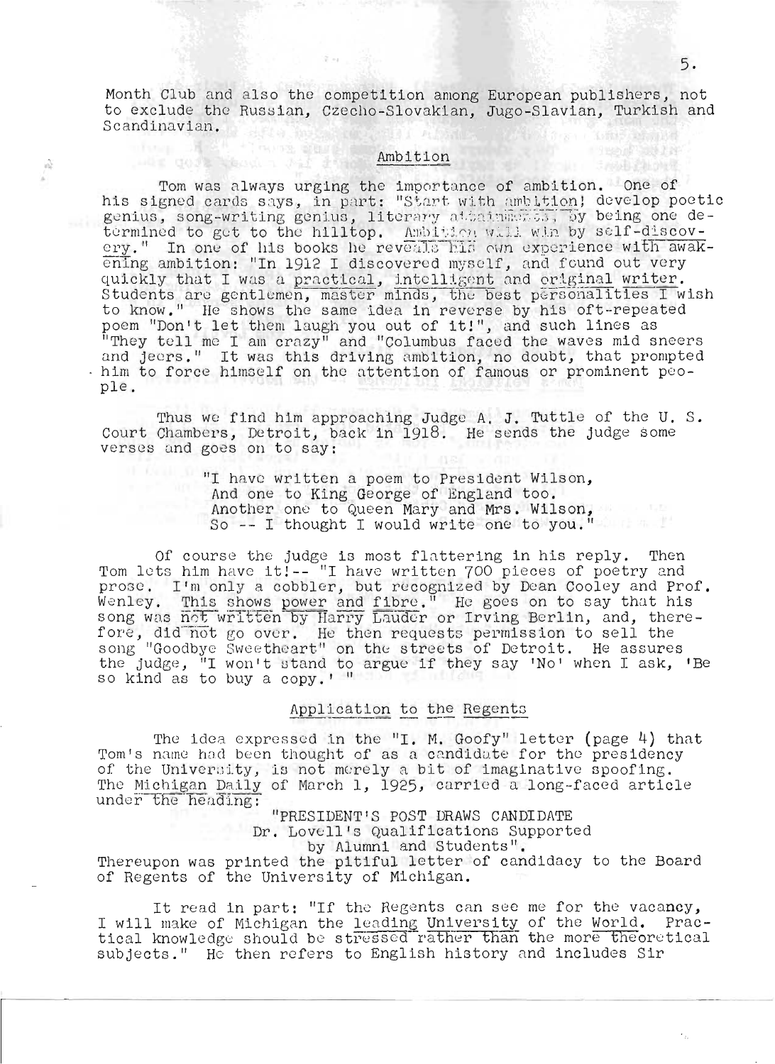Month Club and also the competition among European publishers, not to exclude the Russian, Czecho-Slovakian, Jugo-Slavian, Turkish and Scandinavian.

## Ambition

Tom was always urging the importance of ambition. One of his signed cards says, in part: "Start with ambition; develop poetic genius, song-writing genius, literary attainments, by being one determined to get to the hilltop. Ambition will win by self-discovery." In one of his books he reveals his own experience with awakening ambition: "In 1912 I discovered myself, and found out very quickly that I was a practical, intelligent and original writer. Students are gentlemen, master minds, the best personalities I wish to know." He shows the same idea in reverse by his oft-repeated poem "Don't let them laugh you out of it!", and such lines as "They tell me I am crazy" and "Columbus faced the waves mid sneers and jeers." It was this driving ambition, no doubt, that prompted him to force himself on the attention of famous or prominent people.

Thus we find him approaching Judge A. J. Tuttle of the U. S. Court Chambers, Detroit, back in 1918. He sends the judge some verses and goes on to say:

> "I have written a poem to President Wilson,
> And one to King George of England too.
> Another one to Queen Mary and Mrs. Wilson,
> So -- I thought I would write one to you."

Of course the judge is most flattering in his reply. Then Tom lets him have it!-- "I have written 700 pieces of poetry and prose. I'm only a cobbler, but recognized by Dean Cooley and Prof. Wenley. This shows power and fibre." He goes on to say that his song was not written by Harry Lauder or Irving Berlin, and, therefore, did not go over. He then requests permission to sell the song "Goodbye Sweetheart" on the streets of Detroit. He assures the judge, "I won't stand to argue if they say 'No' when I ask, 'Be so kind as to buy a copy.' "

## Application to the Regents

The idea expressed in the "I. M. Goofy" letter (page 4) that Tom's name had been thought of as a candidate for the presidency of the University, is not merely a bit of imaginative spoofing. The *Michigan Daily* of March 1, 1925, carried a long-faced article under the heading:

> "PRESIDENT'S POST DRAWS CANDIDATE
> Dr. Lovell's Qualifications Supported
> by Alumni and Students".

Thereupon was printed the pitiful letter of candidacy to the Board of Regents of the University of Michigan.

It read in part: "If the Regents can see me for the vacancy, I will make of Michigan the leading University of the World. Practical knowledge should be stressed rather than the more theoretical subjects." He then refers to English history and includes Sir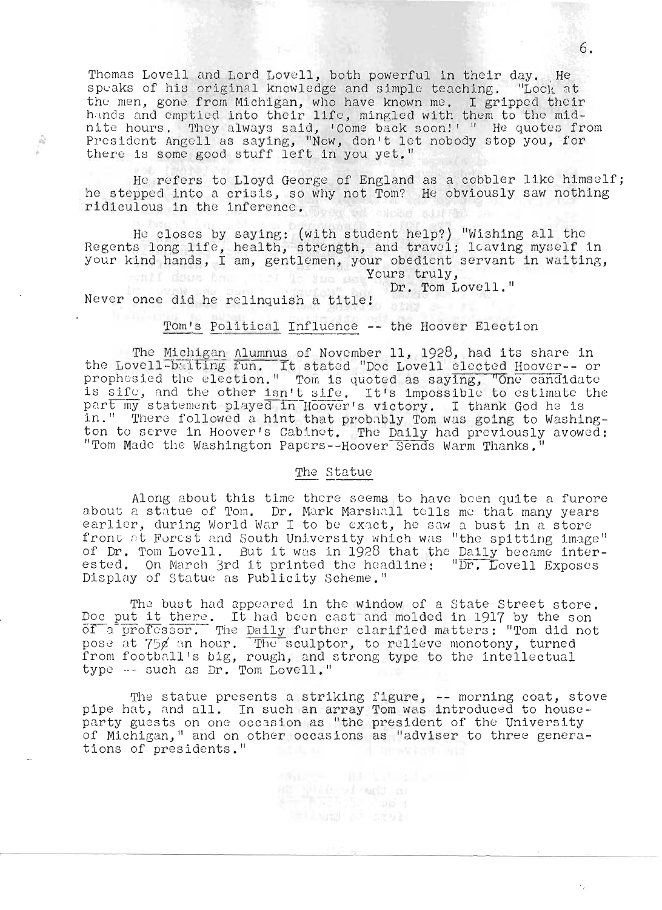Thomas Lovell and Lord Lovell, both powerful in their day. He speaks of his original knowledge and simple teaching. "Look at the men, gone from Michigan, who have known me. I gripped their hands and emptied into their life, mingled with them to the midnite hours. They always said, 'Come back soon!' " He quotes from President Angell as saying, "Now, don't let nobody stop you, for there is some good stuff left in you yet."

He refers to Lloyd George of England as a cobbler like himself; he stepped into a crisis, so why not Tom? He obviously saw nothing ridiculous in the inference.

He closes by saying: (with student help?) "Wishing all the Regents long life, health, strength, and travel; leaving myself in your kind hands, I am, gentlemen, your obedient servant in waiting,

Yours truly,

Dr. Tom Lovell."

Never once did he relinquish a title!

## Tom's Political Influence -- the Hoover Election

The Michigan Alumnus of November 11, 1928, had its share in the Lovell-baiting fun. It stated "Doc Lovell elected Hoover-- or prophesied the election." Tom is quoted as saying, "One candidate is sife, and the other isn't sife. It's impossible to estimate the part my statement played in Hoover's victory. I thank God he is in." There followed a hint that probably Tom was going to Washington to serve in Hoover's Cabinet. The Daily had previously avowed: "Tom Made the Washington Papers--Hoover Sends Warm Thanks."

## The Statue

Along about this time there seems to have been quite a furore about a statue of Tom. Dr. Mark Marshall tells me that many years earlier, during World War I to be exact, he saw a bust in a store front at Forest and South University which was "the spitting image" of Dr. Tom Lovell. But it was in 1928 that the Daily became interested. On March 3rd it printed the headline: "Dr. Lovell Exposes Display of Statue as Publicity Scheme."

The bust had appeared in the window of a State Street store. Doc put it there. It had been cast and molded in 1917 by the son of a professor. The Daily further clarified matters: "Tom did not pose at 75¢ an hour. The sculptor, to relieve monotony, turned from football's big, rough, and strong type to the intellectual type -- such as Dr. Tom Lovell."

The statue presents a striking figure, -- morning coat, stove pipe hat, and all. In such an array Tom was introduced to house-party guests on one occasion as "the president of the University of Michigan," and on other occasions as "adviser to three generations of presidents."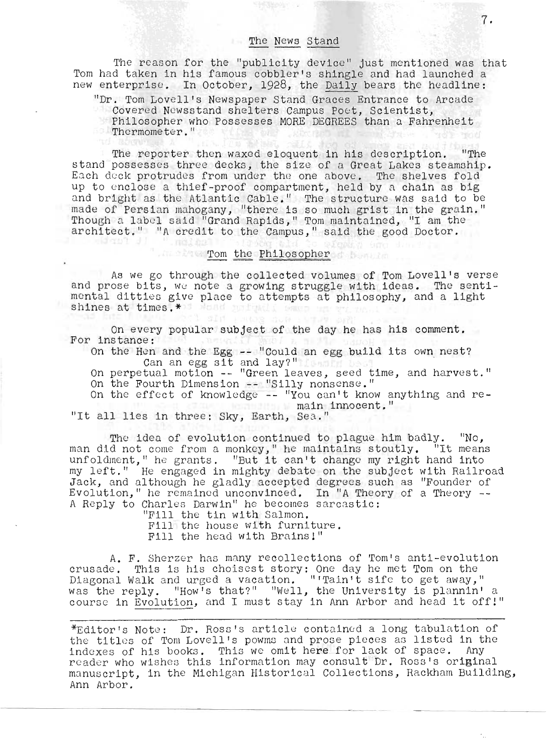## The News Stand

The reason for the "publicity device" just mentioned was that Tom had taken in his famous cobbler's shingle and had launched a new enterprise. In October, 1928, the Daily bears the headline:

> "Dr. Tom Lovell's Newspaper Stand Graces Entrance to Arcade Covered Newsstand shelters Campus Poet, Scientist, Philosopher who Possesses MORE DEGREES than a Fahrenheit Thermometer."

The reporter then waxed eloquent in his description. "The stand possesses three decks, the size of a Great Lakes steamship. Each deck protrudes from under the one above. The shelves fold up to enclose a thief-proof compartment, held by a chain as big and bright as the Atlantic Cable." The structure was said to be made of Persian mahogany, "there is so much grist in the grain." Though a label said "Grand Rapids," Tom maintained, "I am the architect." "A credit to the Campus," said the good Doctor.

## Tom the Philosopher

As we go through the collected volumes of Tom Lovell's verse and prose bits, we note a growing struggle with ideas. The sentimental ditties give place to attempts at philosophy, and a light shines at times.*

On every popular subject of the day he has his comment. For instance:

- On the Hen and the Egg -- "Could an egg build its own nest? Can an egg sit and lay?"
- On perpetual motion -- "Green leaves, seed time, and harvest."
- On the Fourth Dimension -- "Silly nonsense."
- On the effect of knowledge -- "You can't know anything and remain innocent."

"It all lies in three: Sky, Earth, Sea."

The idea of evolution continued to plague him badly. "No, man did not come from a monkey," he maintains stoutly. "It means unfoldment," he grants. "But it can't change my right hand into my left." He engaged in mighty debate on the subject with Railroad Jack, and although he gladly accepted degrees such as "Founder of Evolution," he remained unconvinced. In "A Theory of a Theory -- A Reply to Charles Darwin" he becomes sarcastic:

> "Fill the tin with Salmon,
> Fill the house with furniture,
> Fill the head with Brains!"

A. F. Sherzer has many recollections of Tom's anti-evolution crusade. This is his choisest story: One day he met Tom on the Diagonal Walk and urged a vacation. "'Tain't sife to get away," was the reply. "How's that?" "Well, the University is plannin' a course in Evolution, and I must stay in Ann Arbor and head it off!"

---

*Editor's Note: Dr. Ross's article contained a long tabulation of the titles of Tom Lovell's powms and prose pieces as listed in the indexes of his books. This we omit here for lack of space. Any reader who wishes this information may consult Dr. Ross's original manuscript, in the Michigan Historical Collections, Rackham Building, Ann Arbor.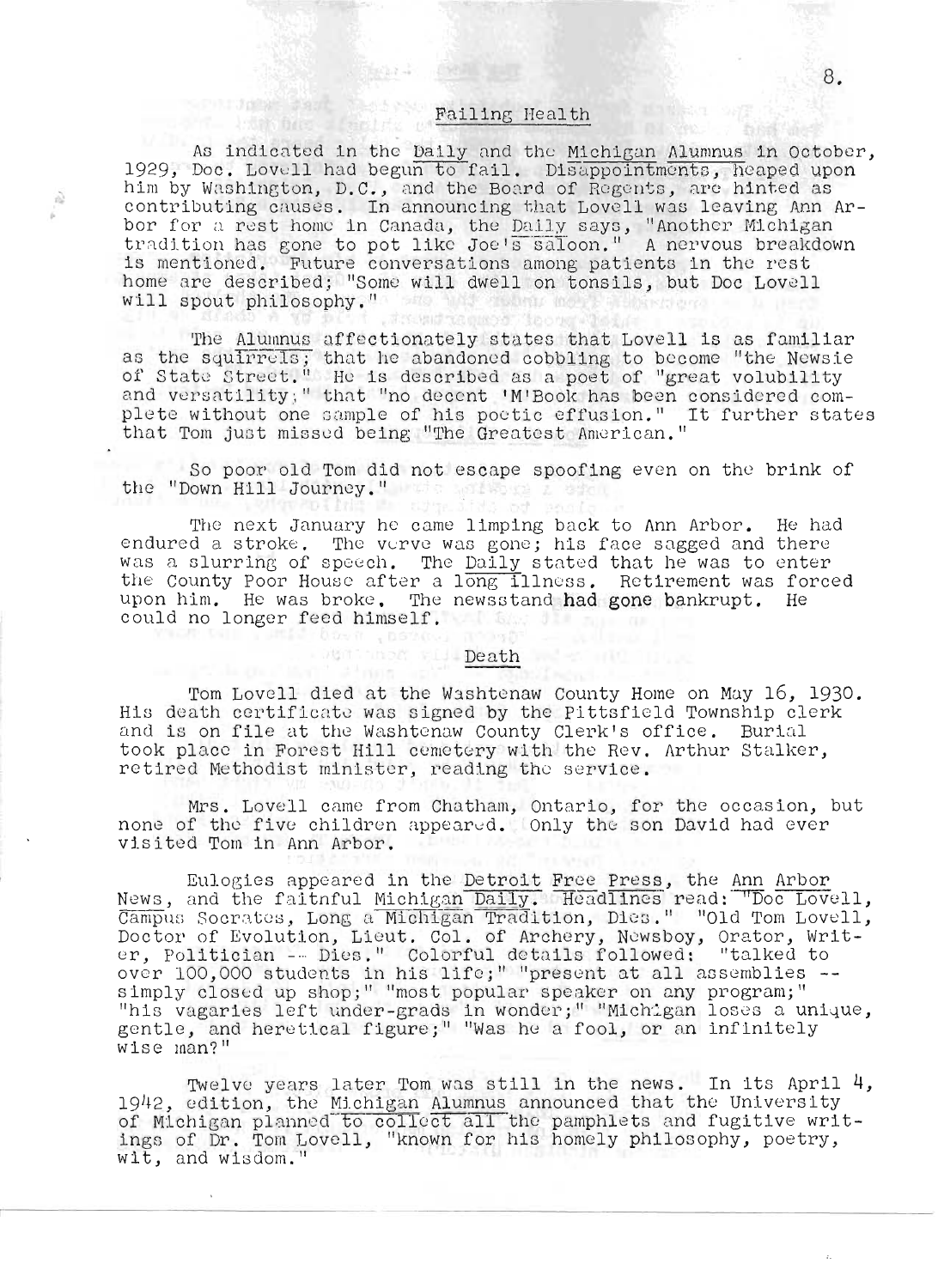## Failing Health

As indicated in the Daily and the Michigan Alumnus in October, 1929, Doc. Lovell had begun to fail. Disappointments, heaped upon him by Washington, D.C., and the Board of Regents, are hinted as contributing causes. In announcing that Lovell was leaving Ann Arbor for a rest home in Canada, the Daily says, "Another Michigan tradition has gone to pot like Joe's saloon." A nervous breakdown is mentioned. Future conversations among patients in the rest home are described; "Some will dwell on tonsils, but Doc Lovell will spout philosophy."

The Alumnus affectionately states that Lovell is as familiar as the squirrels; that he abandoned cobbling to become "the Newsie of State Street." He is described as a poet of "great volubility and versatility;" that "no decent 'M'Book has been considered complete without one sample of his poetic effusion." It further states that Tom just missed being "The Greatest American."

So poor old Tom did not escape spoofing even on the brink of the "Down Hill Journey."

The next January he came limping back to Ann Arbor. He had endured a stroke. The verve was gone; his face sagged and there was a slurring of speech. The Daily stated that he was to enter the County Poor House after a long illness. Retirement was forced upon him. He was broke. The newsstand had gone bankrupt. He could no longer feed himself.

## Death

Tom Lovell died at the Washtenaw County Home on May 16, 1930. His death certificate was signed by the Pittsfield Township clerk and is on file at the Washtenaw County Clerk's office. Burial took place in Forest Hill cemetery with the Rev. Arthur Stalker, retired Methodist minister, reading the service.

Mrs. Lovell came from Chatham, Ontario, for the occasion, but none of the five children appeared. Only the son David had ever visited Tom in Ann Arbor.

Eulogies appeared in the Detroit Free Press, the Ann Arbor News, and the faithful Michigan Daily. Headlines read: "Doc Lovell, Campus Socrates, Long a Michigan Tradition, Dies." "Old Tom Lovell, Doctor of Evolution, Lieut. Col. of Archery, Newsboy, Orator, Writer, Politician -- Dies." Colorful details followed: "talked to over 100,000 students in his life;" "present at all assemblies -- simply closed up shop;" "most popular speaker on any program;" "his vagaries left under-grads in wonder;" "Michigan loses a unique, gentle, and heretical figure;" "Was he a fool, or an infinitely wise man?"

Twelve years later Tom was still in the news. In its April 4, 1942, edition, the Michigan Alumnus announced that the University of Michigan planned to collect all the pamphlets and fugitive writings of Dr. Tom Lovell, "known for his homely philosophy, poetry, wit, and wisdom."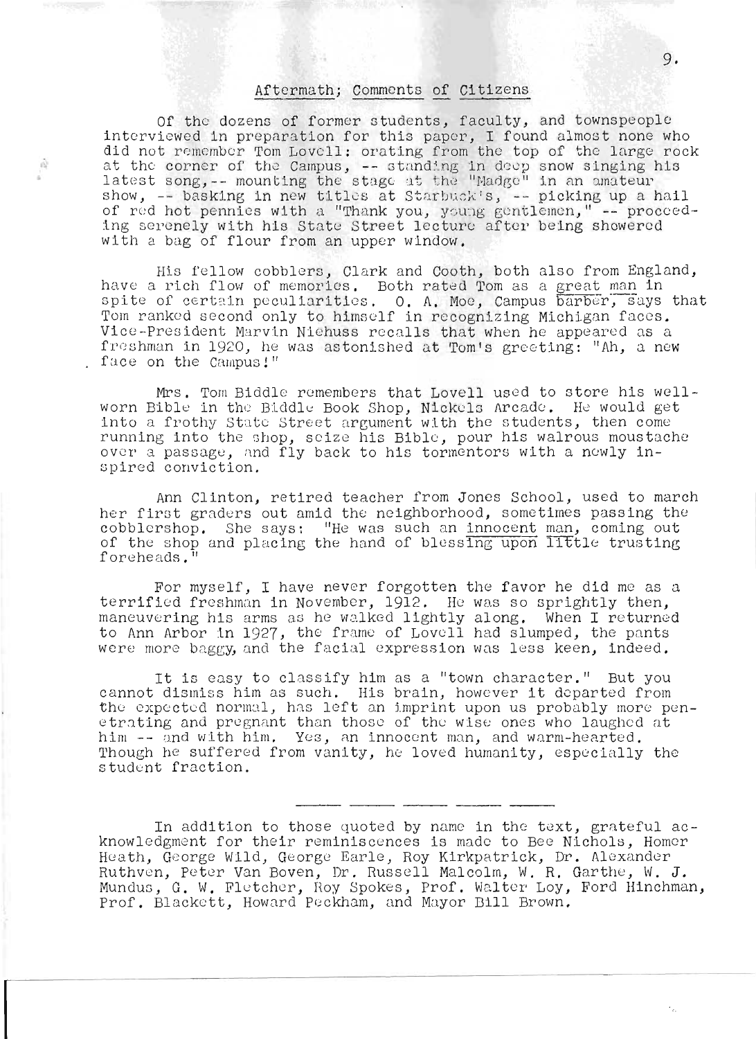## Aftermath; Comments of Citizens

Of the dozens of former students, faculty, and townspeople interviewed in preparation for this paper, I found almost none who did not remember Tom Lovell: orating from the top of the large rock at the corner of the Campus, -- standing in deep snow singing his latest song,-- mounting the stage at the "Madge" in an amateur show, -- basking in new titles at Starbuck's, -- picking up a hail of red hot pennies with a "Thank you, young gentlemen," -- proceeding serenely with his State Street lecture after being showered with a bag of flour from an upper window.

His fellow cobblers, Clark and Cooth, both also from England, have a rich flow of memories. Both rated Tom as a great man in spite of certain peculiarities. O. A. Moe, Campus barber, says that Tom ranked second only to himself in recognizing Michigan faces. Vice-President Marvin Niehuss recalls that when he appeared as a freshman in 1920, he was astonished at Tom's greeting: "Ah, a new face on the Campus!"

Mrs. Tom Biddle remembers that Lovell used to store his well-worn Bible in the Biddle Book Shop, Nickels Arcade. He would get into a frothy State Street argument with the students, then come running into the shop, seize his Bible, pour his walrous moustache over a passage, and fly back to his tormentors with a newly inspired conviction.

Ann Clinton, retired teacher from Jones School, used to march her first graders out amid the neighborhood, sometimes passing the cobblershop. She says: "He was such an innocent man, coming out of the shop and placing the hand of blessing upon little trusting foreheads."

For myself, I have never forgotten the favor he did me as a terrified freshman in November, 1912. He was so sprightly then, maneuvering his arms as he walked lightly along. When I returned to Ann Arbor in 1927, the frame of Lovell had slumped, the pants were more baggy, and the facial expression was less keen, indeed.

It is easy to classify him as a "town character." But you cannot dismiss him as such. His brain, however it departed from the expected normal, has left an imprint upon us probably more penetrating and pregnant than those of the wise ones who laughed at him -- and with him. Yes, an innocent man, and warm-hearted. Though he suffered from vanity, he loved humanity, especially the student fraction.

---

In addition to those quoted by name in the text, grateful acknowledgment for their reminiscences is made to Bee Nichols, Homer Heath, George Wild, George Earle, Roy Kirkpatrick, Dr. Alexander Ruthven, Peter Van Boven, Dr. Russell Malcolm, W. R. Garthe, W. J. Mundus, G. W. Fletcher, Roy Spokes, Prof. Walter Loy, Ford Hinchman, Prof. Blackett, Howard Peckham, and Mayor Bill Brown.